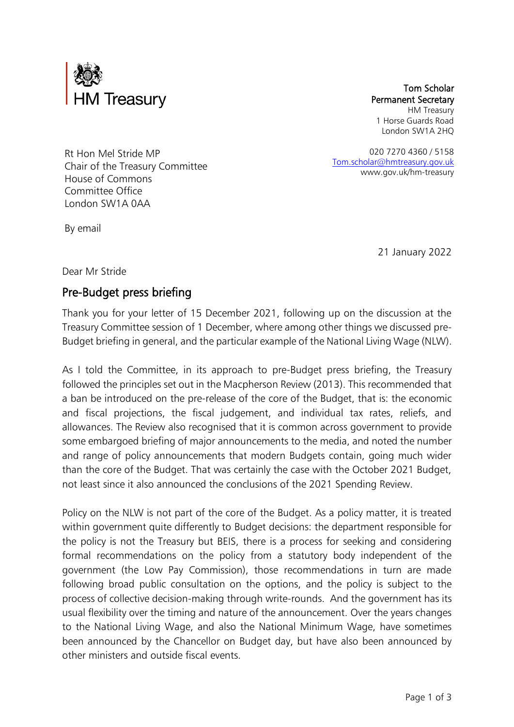HM Treasury

**Tom Scholar**
**Permanent Secretary**
HM Treasury
1 Horse Guards Road
London SW1A 2HQ

020 7270 4360 / 5158
Tom.scholar@hmtreasury.gov.uk
www.gov.uk/hm-treasury

Rt Hon Mel Stride MP
Chair of the Treasury Committee
House of Commons
Committee Office
London SW1A 0AA

By email

21 January 2022

Dear Mr Stride

## Pre-Budget press briefing

Thank you for your letter of 15 December 2021, following up on the discussion at the Treasury Committee session of 1 December, where among other things we discussed pre-Budget briefing in general, and the particular example of the National Living Wage (NLW).

As I told the Committee, in its approach to pre-Budget press briefing, the Treasury followed the principles set out in the Macpherson Review (2013). This recommended that a ban be introduced on the pre-release of the core of the Budget, that is: the economic and fiscal projections, the fiscal judgement, and individual tax rates, reliefs, and allowances. The Review also recognised that it is common across government to provide some embargoed briefing of major announcements to the media, and noted the number and range of policy announcements that modern Budgets contain, going much wider than the core of the Budget. That was certainly the case with the October 2021 Budget, not least since it also announced the conclusions of the 2021 Spending Review.

Policy on the NLW is not part of the core of the Budget. As a policy matter, it is treated within government quite differently to Budget decisions: the department responsible for the policy is not the Treasury but BEIS, there is a process for seeking and considering formal recommendations on the policy from a statutory body independent of the government (the Low Pay Commission), those recommendations in turn are made following broad public consultation on the options, and the policy is subject to the process of collective decision-making through write-rounds. And the government has its usual flexibility over the timing and nature of the announcement. Over the years changes to the National Living Wage, and also the National Minimum Wage, have sometimes been announced by the Chancellor on Budget day, but have also been announced by other ministers and outside fiscal events.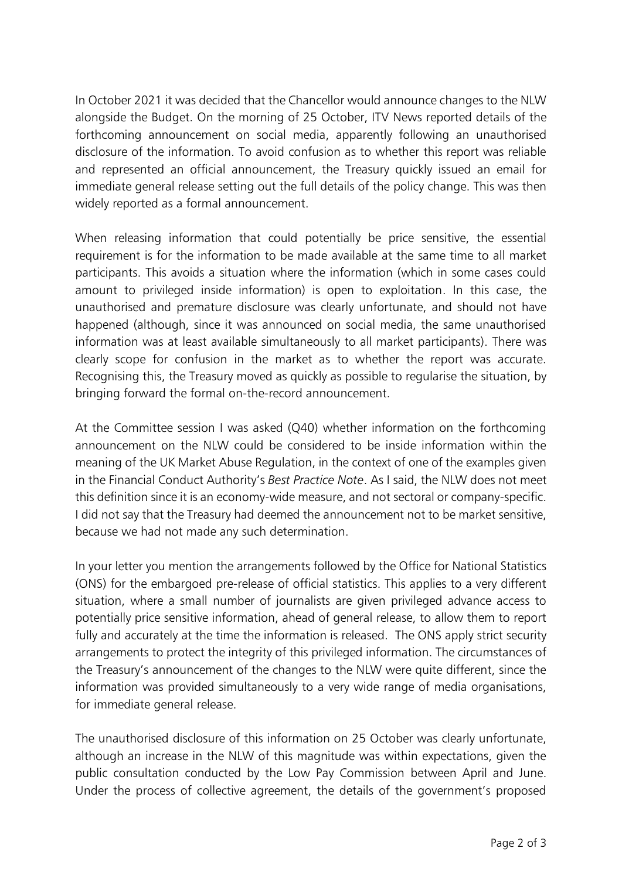In October 2021 it was decided that the Chancellor would announce changes to the NLW alongside the Budget. On the morning of 25 October, ITV News reported details of the forthcoming announcement on social media, apparently following an unauthorised disclosure of the information. To avoid confusion as to whether this report was reliable and represented an official announcement, the Treasury quickly issued an email for immediate general release setting out the full details of the policy change. This was then widely reported as a formal announcement.

When releasing information that could potentially be price sensitive, the essential requirement is for the information to be made available at the same time to all market participants. This avoids a situation where the information (which in some cases could amount to privileged inside information) is open to exploitation. In this case, the unauthorised and premature disclosure was clearly unfortunate, and should not have happened (although, since it was announced on social media, the same unauthorised information was at least available simultaneously to all market participants). There was clearly scope for confusion in the market as to whether the report was accurate. Recognising this, the Treasury moved as quickly as possible to regularise the situation, by bringing forward the formal on-the-record announcement.

At the Committee session I was asked (Q40) whether information on the forthcoming announcement on the NLW could be considered to be inside information within the meaning of the UK Market Abuse Regulation, in the context of one of the examples given in the Financial Conduct Authority's *Best Practice Note*. As I said, the NLW does not meet this definition since it is an economy-wide measure, and not sectoral or company-specific. I did not say that the Treasury had deemed the announcement not to be market sensitive, because we had not made any such determination.

In your letter you mention the arrangements followed by the Office for National Statistics (ONS) for the embargoed pre-release of official statistics. This applies to a very different situation, where a small number of journalists are given privileged advance access to potentially price sensitive information, ahead of general release, to allow them to report fully and accurately at the time the information is released. The ONS apply strict security arrangements to protect the integrity of this privileged information. The circumstances of the Treasury's announcement of the changes to the NLW were quite different, since the information was provided simultaneously to a very wide range of media organisations, for immediate general release.

The unauthorised disclosure of this information on 25 October was clearly unfortunate, although an increase in the NLW of this magnitude was within expectations, given the public consultation conducted by the Low Pay Commission between April and June. Under the process of collective agreement, the details of the government's proposed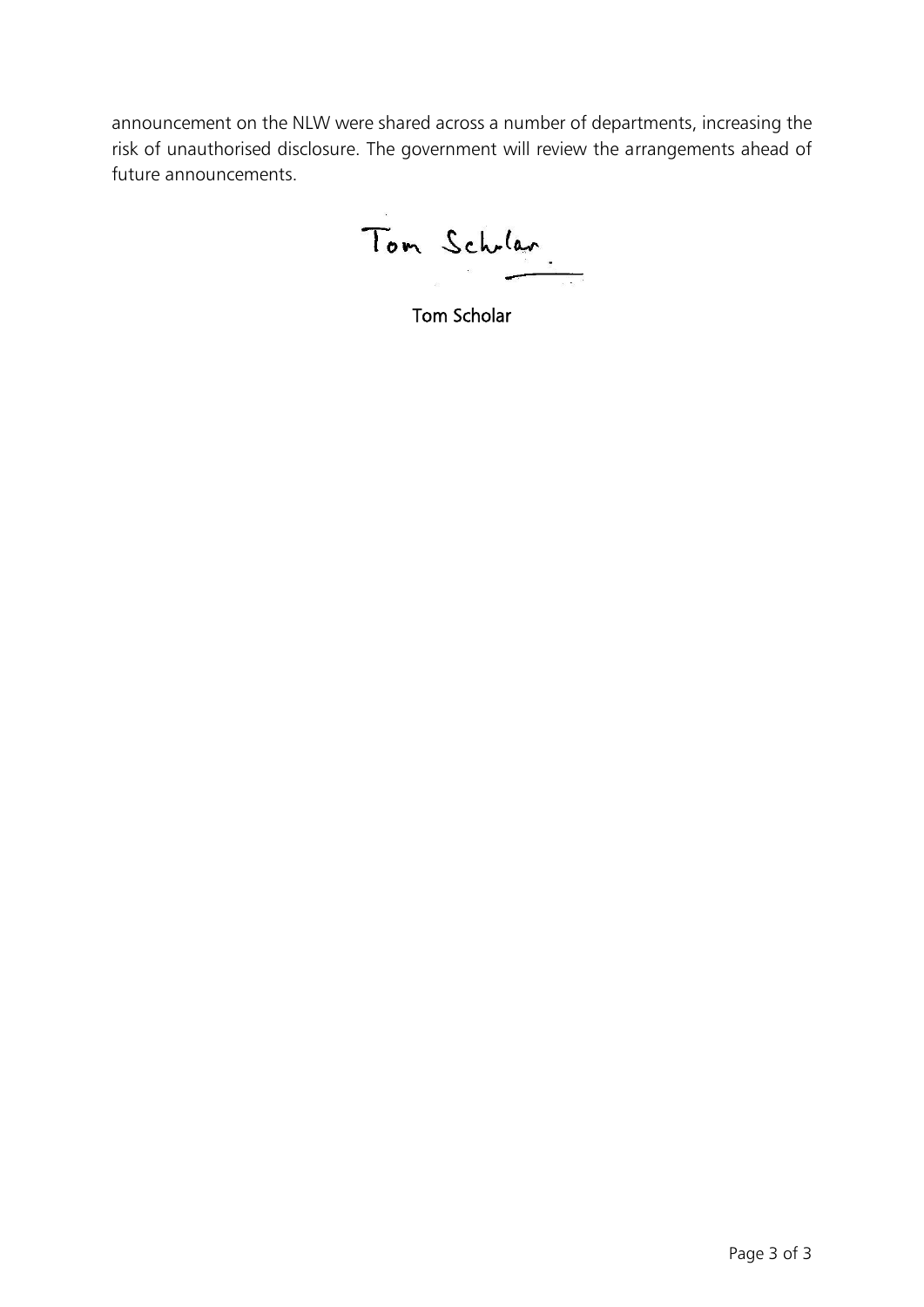announcement on the NLW were shared across a number of departments, increasing the risk of unauthorised disclosure. The government will review the arrangements ahead of future announcements.

Tom Scholar

Tom Scholar